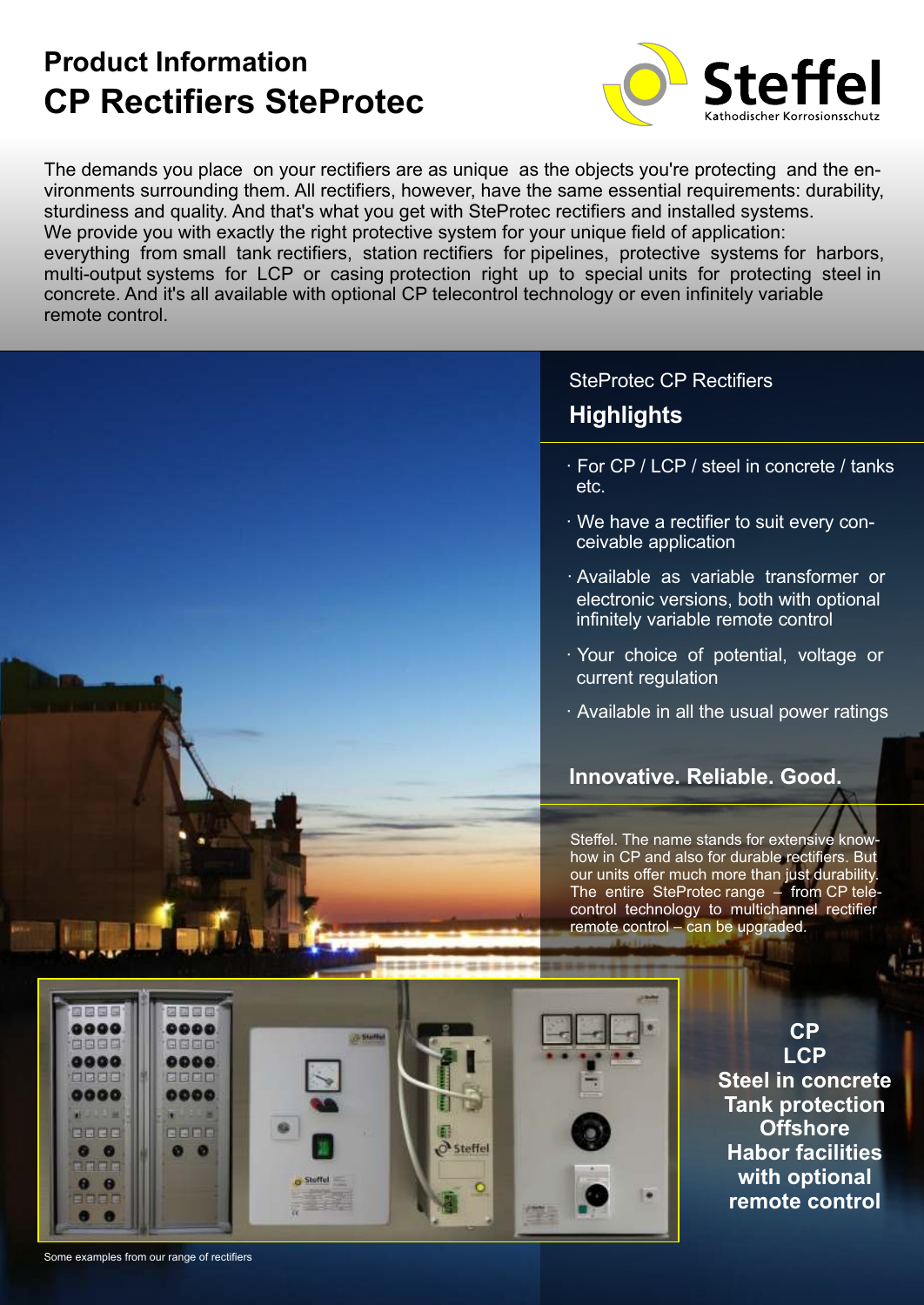# Product Information
# CP Rectifiers SteProtec

Steffel
Kathodischer Korrosionsschutz

The demands you place on your rectifiers are as unique as the objects you're protecting and the environments surrounding them. All rectifiers, however, have the same essential requirements: durability, sturdiness and quality. And that's what you get with SteProtec rectifiers and installed systems.
We provide you with exactly the right protective system for your unique field of application: everything from small tank rectifiers, station rectifiers for pipelines, protective systems for harbors, multi-output systems for LCP or casing protection right up to special units for protecting steel in concrete. And it's all available with optional CP telecontrol technology or even infinitely variable remote control.

SteProtec CP Rectifiers

## Highlights

- For CP / LCP / steel in concrete / tanks etc.
- We have a rectifier to suit every conceivable application
- Available as variable transformer or electronic versions, both with optional infinitely variable remote control
- Your choice of potential, voltage or current regulation
- Available in all the usual power ratings

## Innovative. Reliable. Good.

Steffel. The name stands for extensive know-how in CP and also for durable rectifiers. But our units offer much more than just durability. The entire SteProtec range – from CP tele-control technology to multichannel rectifier remote control – can be upgraded.

**CP**
**LCP**
**Steel in concrete**
**Tank protection**
**Offshore**
**Habor facilities**
**with optional remote control**

Some examples from our range of rectifiers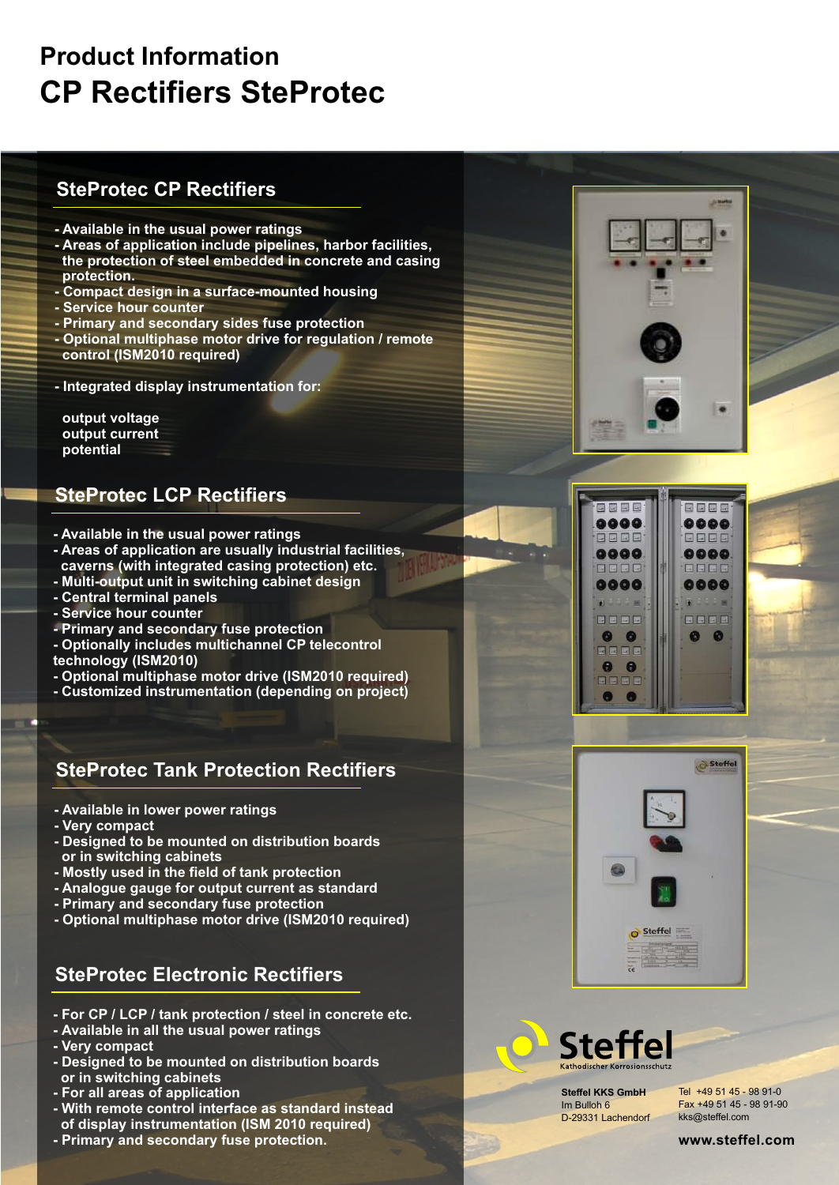# Product Information
# CP Rectifiers SteProtec

## SteProtec CP Rectifiers

- Available in the usual power ratings
- Areas of application include pipelines, harbor facilities, the protection of steel embedded in concrete and casing protection.
- Compact design in a surface-mounted housing
- Service hour counter
- Primary and secondary sides fuse protection
- Optional multiphase motor drive for regulation / remote control (ISM2010 required)

- Integrated display instrumentation for:

  output voltage
  output current
  potential

## SteProtec LCP Rectifiers

- Available in the usual power ratings
- Areas of application are usually industrial facilities, caverns (with integrated casing protection) etc.
- Multi-output unit in switching cabinet design
- Central terminal panels
- Service hour counter
- Primary and secondary fuse protection
- Optionally includes multichannel CP telecontrol technology (ISM2010)
- Optional multiphase motor drive (ISM2010 required)
- Customized instrumentation (depending on project)

## SteProtec Tank Protection Rectifiers

- Available in lower power ratings
- Very compact
- Designed to be mounted on distribution boards or in switching cabinets
- Mostly used in the field of tank protection
- Analogue gauge for output current as standard
- Primary and secondary fuse protection
- Optional multiphase motor drive (ISM2010 required)

## SteProtec Electronic Rectifiers

- For CP / LCP / tank protection / steel in concrete etc.
- Available in all the usual power ratings
- Very compact
- Designed to be mounted on distribution boards or in switching cabinets
- For all areas of application
- With remote control interface as standard instead of display instrumentation (ISM 2010 required)
- Primary and secondary fuse protection.

Steffel
Kathodischer Korrosionsschutz

**Steffel KKS GmbH**
Im Bulloh 6
D-29331 Lachendorf

Tel +49 51 45 - 98 91-0
Fax +49 51 45 - 98 91-90
kks@steffel.com

**www.steffel.com**